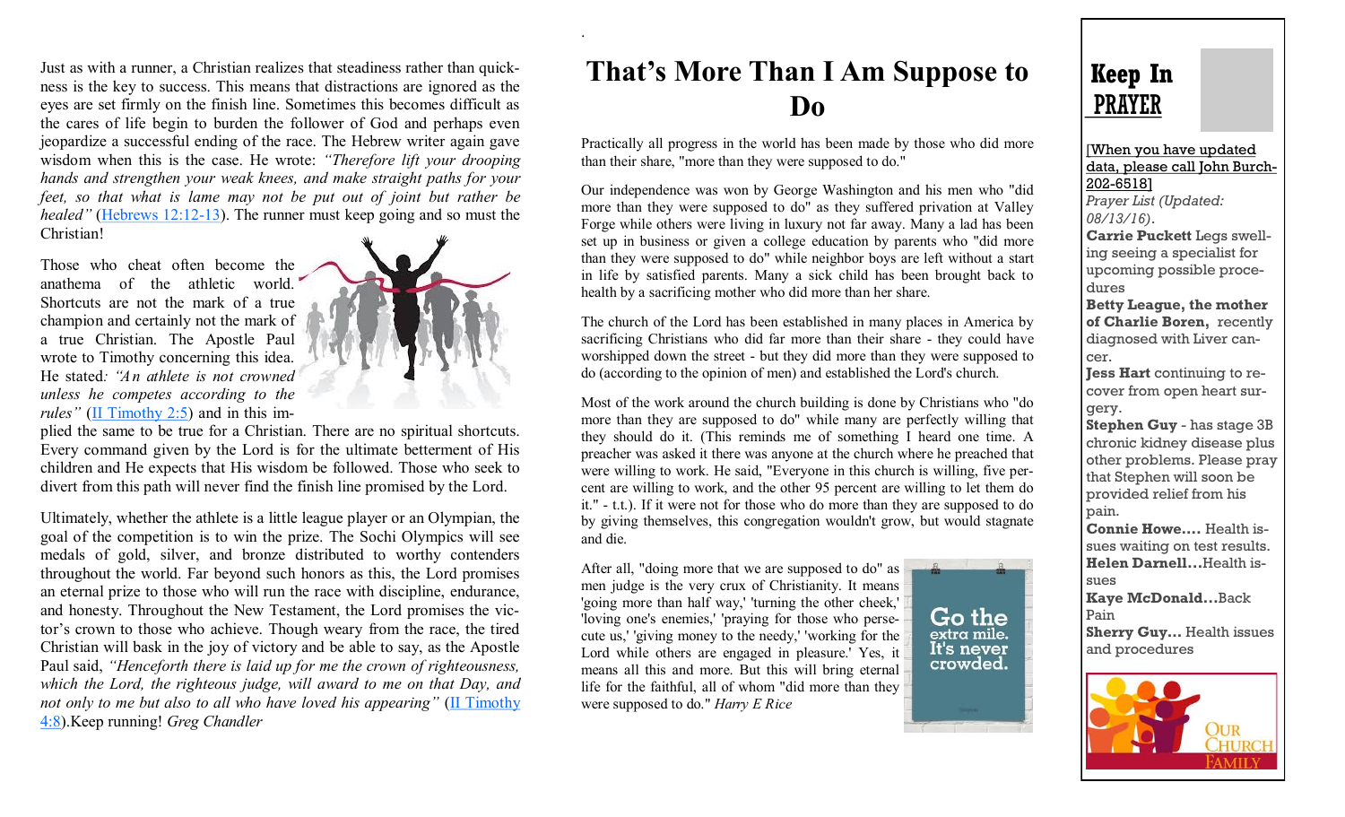Just as with a runner, a Christian realizes that steadiness rather than quickness is the key to success. This means that distractions are ignored as the eyes are set firmly on the finish line. Sometimes this becomes difficult as the cares of life begin to burden the follower of God and perhaps even jeopardize a successful ending of the race. The Hebrew writer again gave wisdom when this is the case. He wrote: *"Therefore lift your drooping hands and strengthen your weak knees, and make straight paths for your feet, so that what is lame may not be put out of joint but rather be healed"* (Hebrews 12:12-13). The runner must keep going and so must the Christian!

Those who cheat often become the anathema of the athletic world. Shortcuts are not the mark of a true champion and certainly not the mark of a true Christian. The Apostle Paul wrote to Timothy concerning this idea. He stated*: "An athlete is not crowned unless he competes according to the rules"* (II Timothy 2:5) and in this implied the same to be true for a Christian. There are no spiritual shortcuts. Every command given by the Lord is for the ultimate betterment of His children and He expects that His wisdom be followed. Those who seek to divert from this path will never find the finish line promised by the Lord.

Ultimately, whether the athlete is a little league player or an Olympian, the goal of the competition is to win the prize. The Sochi Olympics will see medals of gold, silver, and bronze distributed to worthy contenders throughout the world. Far beyond such honors as this, the Lord promises an eternal prize to those who will run the race with discipline, endurance, and honesty. Throughout the New Testament, the Lord promises the victor's crown to those who achieve. Though weary from the race, the tired Christian will bask in the joy of victory and be able to say, as the Apostle Paul said, *"Henceforth there is laid up for me the crown of righteousness, which the Lord, the righteous judge, will award to me on that Day, and not only to me but also to all who have loved his appearing"* (II Timothy 4:8).Keep running! *Greg Chandler*

# That's More Than I Am Suppose to Do

Practically all progress in the world has been made by those who did more than their share, "more than they were supposed to do."

Our independence was won by George Washington and his men who "did more than they were supposed to do" as they suffered privation at Valley Forge while others were living in luxury not far away. Many a lad has been set up in business or given a college education by parents who "did more than they were supposed to do" while neighbor boys are left without a start in life by satisfied parents. Many a sick child has been brought back to health by a sacrificing mother who did more than her share.

The church of the Lord has been established in many places in America by sacrificing Christians who did far more than their share - they could have worshipped down the street - but they did more than they were supposed to do (according to the opinion of men) and established the Lord's church.

Most of the work around the church building is done by Christians who "do more than they are supposed to do" while many are perfectly willing that they should do it. (This reminds me of something I heard one time. A preacher was asked it there was anyone at the church where he preached that were willing to work. He said, "Everyone in this church is willing, five percent are willing to work, and the other 95 percent are willing to let them do it." - t.t.). If it were not for those who do more than they are supposed to do by giving themselves, this congregation wouldn't grow, but would stagnate and die.

After all, "doing more that we are supposed to do" as men judge is the very crux of Christianity. It means 'going more than half way,' 'turning the other cheek,' 'loving one's enemies,' 'praying for those who persecute us,' 'giving money to the needy,' 'working for the Lord while others are engaged in pleasure.' Yes, it means all this and more. But this will bring eternal life for the faithful, all of whom "did more than they were supposed to do." *Harry E Rice*

Go the extra mile. It's never crowded.

# Keep In PRAYER

[When you have updated data, please call John Burch-202-6518]

*Prayer List (Updated: 08/13/16)*.

**Carrie Puckett** Legs swelling seeing a specialist for upcoming possible procedures

**Betty League, the mother of Charlie Boren,** recently diagnosed with Liver cancer.

**Jess Hart** continuing to recover from open heart surgery.

**Stephen Guy** - has stage 3B chronic kidney disease plus other problems. Please pray that Stephen will soon be provided relief from his pain.

**Connie Howe….** Health issues waiting on test results.

**Helen Darnell…**Health issues

**Kaye McDonald…**Back Pain

**Sherry Guy…** Health issues and procedures

Our Church Family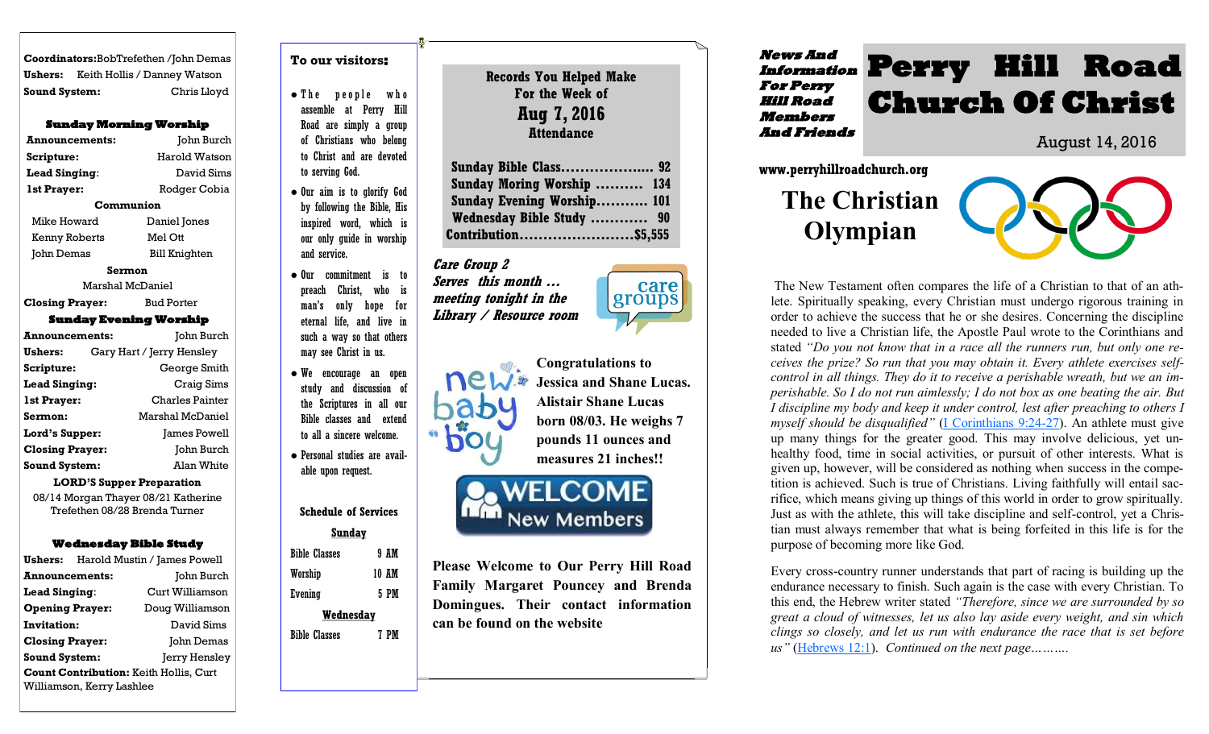**Coordinators:** BobTrefethen /John Demas
**Ushers:** Keith Hollis / Danney Watson
**Sound System:** Chris Lloyd

### Sunday Morning Worship

| | |
|---|---|
| **Announcements:** | John Burch |
| **Scripture:** | Harold Watson |
| **Lead Singing:** | David Sims |
| **1st Prayer:** | Rodger Cobia |

**Communion**

| | |
|---|---|
| Mike Howard | Daniel Jones |
| Kenny Roberts | Mel Ott |
| John Demas | Bill Knighten |

**Sermon**
Marshal McDaniel

**Closing Prayer:** Bud Porter

### Sunday Evening Worship

| | |
|---|---|
| **Announcements:** | John Burch |
| **Ushers:** | Gary Hart / Jerry Hensley |
| **Scripture:** | George Smith |
| **Lead Singing:** | Craig Sims |
| **1st Prayer:** | Charles Painter |
| **Sermon:** | Marshal McDaniel |
| **Lord's Supper:** | James Powell |
| **Closing Prayer:** | John Burch |
| **Sound System:** | Alan White |

**LORD'S Supper Preparation**
08/14 Morgan Thayer 08/21 Katherine Trefethen 08/28 Brenda Turner

### Wednesday Bible Study

| | |
|---|---|
| **Ushers:** | Harold Mustin / James Powell |
| **Announcements:** | John Burch |
| **Lead Singing:** | Curt Williamson |
| **Opening Prayer:** | Doug Williamson |
| **Invitation:** | David Sims |
| **Closing Prayer:** | John Demas |
| **Sound System:** | Jerry Hensley |

**Count Contribution:** Keith Hollis, Curt Williamson, Kerry Lashlee

**To our visitors:**

- The people who assemble at Perry Hill Road are simply a group of Christians who belong to Christ and are devoted to serving God.
- Our aim is to glorify God by following the Bible, His inspired word, which is our only guide in worship and service.
- Our commitment is to preach Christ, who is man's only hope for eternal life, and live in such a way so that others may see Christ in us.
- We encourage an open study and discussion of the Scriptures in all our Bible classes and extend to all a sincere welcome.
- Personal studies are available upon request.

**Schedule of Services**

**Sunday**

| | |
|---|---|
| Bible Classes | 9 AM |
| Worship | 10 AM |
| Evening | 5 PM |

**Wednesday**

| | |
|---|---|
| Bible Classes | 7 PM |

**Records You Helped Make**
**For the Week of**
**Aug 7, 2016**
**Attendance**

| | |
|---|---|
| Sunday Bible Class | 92 |
| Sunday Moring Worship | 134 |
| Sunday Evening Worship | 101 |
| Wednesday Bible Study | 90 |
| Contribution | $5,555 |

***Care Group 2 Serves this month … meeting tonight in the Library / Resource room***

care groups

new baby boy

**Congratulations to Jessica and Shane Lucas. Alistair Shane Lucas born 08/03. He weighs 7 pounds 11 ounces and measures 21 inches!!**

WELCOME New Members

**Please Welcome to Our Perry Hill Road Family Margaret Pouncey and Brenda Domingues. Their contact information can be found on the website**

***News And Information For Perry Hill Road Members And Friends***

# Perry Hill Road Church Of Christ

August 14, 2016

**www.perryhillroadchurch.org**

## The Christian Olympian

The New Testament often compares the life of a Christian to that of an athlete. Spiritually speaking, every Christian must undergo rigorous training in order to achieve the success that he or she desires. Concerning the discipline needed to live a Christian life, the Apostle Paul wrote to the Corinthians and stated *"Do you not know that in a race all the runners run, but only one receives the prize? So run that you may obtain it. Every athlete exercises self-control in all things. They do it to receive a perishable wreath, but we an imperishable. So I do not run aimlessly; I do not box as one beating the air. But I discipline my body and keep it under control, lest after preaching to others I myself should be disqualified"* (1 Corinthians 9:24-27). An athlete must give up many things for the greater good. This may involve delicious, yet unhealthy food, time in social activities, or pursuit of other interests. What is given up, however, will be considered as nothing when success in the competition is achieved. Such is true of Christians. Living faithfully will entail sacrifice, which means giving up things of this world in order to grow spiritually. Just as with the athlete, this will take discipline and self-control, yet a Christian must always remember that what is being forfeited in this life is for the purpose of becoming more like God.

Every cross-country runner understands that part of racing is building up the endurance necessary to finish. Such again is the case with every Christian. To this end, the Hebrew writer stated *"Therefore, since we are surrounded by so great a cloud of witnesses, let us also lay aside every weight, and sin which clings so closely, and let us run with endurance the race that is set before us"* (Hebrews 12:1). *Continued on the next page……….*